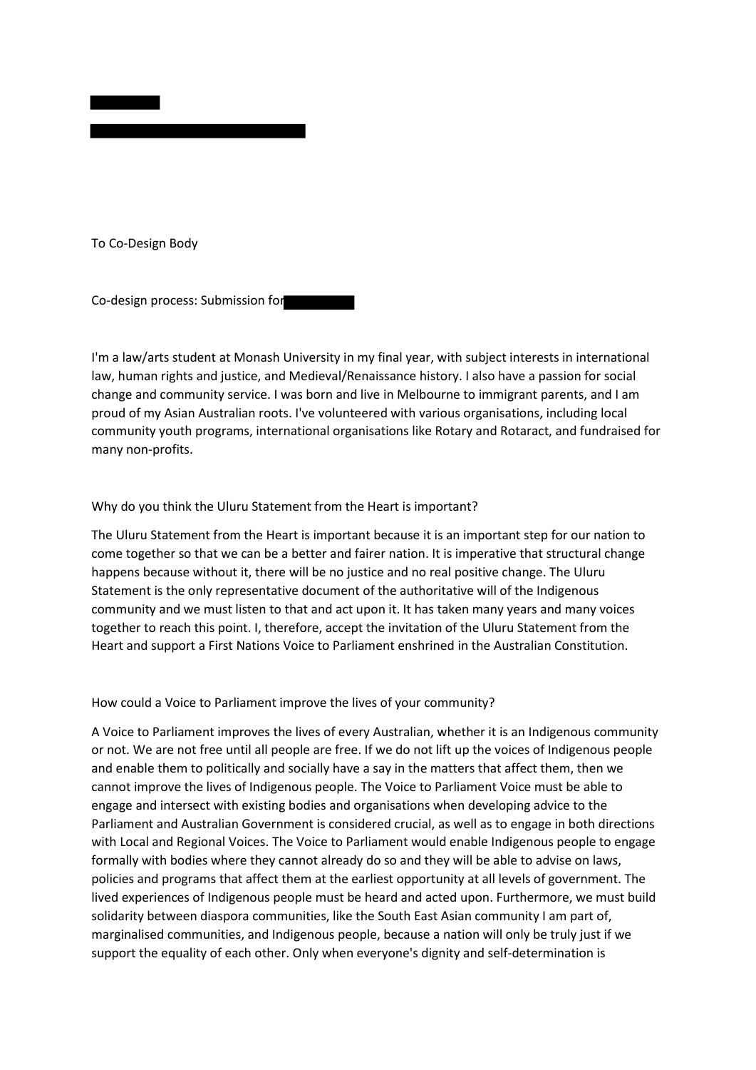To Co-Design Body

Co-design process: Submission for

I'm a law/arts student at Monash University in my final year, with subject interests in international law, human rights and justice, and Medieval/Renaissance history. I also have a passion for social change and community service. I was born and live in Melbourne to immigrant parents, and I am proud of my Asian Australian roots. I've volunteered with various organisations, including local community youth programs, international organisations like Rotary and Rotaract, and fundraised for many non-profits.

Why do you think the Uluru Statement from the Heart is important?

The Uluru Statement from the Heart is important because it is an important step for our nation to come together so that we can be a better and fairer nation. It is imperative that structural change happens because without it, there will be no justice and no real positive change. The Uluru Statement is the only representative document of the authoritative will of the Indigenous community and we must listen to that and act upon it. It has taken many years and many voices together to reach this point. I, therefore, accept the invitation of the Uluru Statement from the Heart and support a First Nations Voice to Parliament enshrined in the Australian Constitution.

How could a Voice to Parliament improve the lives of your community?

A Voice to Parliament improves the lives of every Australian, whether it is an Indigenous community or not. We are not free until all people are free. If we do not lift up the voices of Indigenous people and enable them to politically and socially have a say in the matters that affect them, then we cannot improve the lives of Indigenous people. The Voice to Parliament Voice must be able to engage and intersect with existing bodies and organisations when developing advice to the Parliament and Australian Government is considered crucial, as well as to engage in both directions with Local and Regional Voices. The Voice to Parliament would enable Indigenous people to engage formally with bodies where they cannot already do so and they will be able to advise on laws, policies and programs that affect them at the earliest opportunity at all levels of government. The lived experiences of Indigenous people must be heard and acted upon. Furthermore, we must build solidarity between diaspora communities, like the South East Asian community I am part of, marginalised communities, and Indigenous people, because a nation will only be truly just if we support the equality of each other. Only when everyone's dignity and self-determination is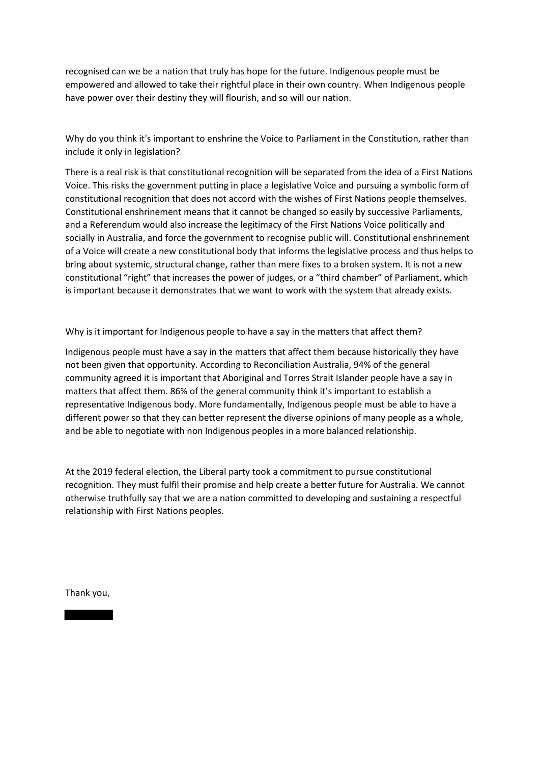recognised can we be a nation that truly has hope for the future. Indigenous people must be empowered and allowed to take their rightful place in their own country. When Indigenous people have power over their destiny they will flourish, and so will our nation.

Why do you think it's important to enshrine the Voice to Parliament in the Constitution, rather than include it only in legislation?

There is a real risk is that constitutional recognition will be separated from the idea of a First Nations Voice. This risks the government putting in place a legislative Voice and pursuing a symbolic form of constitutional recognition that does not accord with the wishes of First Nations people themselves. Constitutional enshrinement means that it cannot be changed so easily by successive Parliaments, and a Referendum would also increase the legitimacy of the First Nations Voice politically and socially in Australia, and force the government to recognise public will. Constitutional enshrinement of a Voice will create a new constitutional body that informs the legislative process and thus helps to bring about systemic, structural change, rather than mere fixes to a broken system. It is not a new constitutional "right" that increases the power of judges, or a "third chamber" of Parliament, which is important because it demonstrates that we want to work with the system that already exists.

Why is it important for Indigenous people to have a say in the matters that affect them?

Indigenous people must have a say in the matters that affect them because historically they have not been given that opportunity. According to Reconciliation Australia, 94% of the general community agreed it is important that Aboriginal and Torres Strait Islander people have a say in matters that affect them. 86% of the general community think it's important to establish a representative Indigenous body. More fundamentally, Indigenous people must be able to have a different power so that they can better represent the diverse opinions of many people as a whole, and be able to negotiate with non Indigenous peoples in a more balanced relationship.

At the 2019 federal election, the Liberal party took a commitment to pursue constitutional recognition. They must fulfil their promise and help create a better future for Australia. We cannot otherwise truthfully say that we are a nation committed to developing and sustaining a respectful relationship with First Nations peoples.

Thank you,